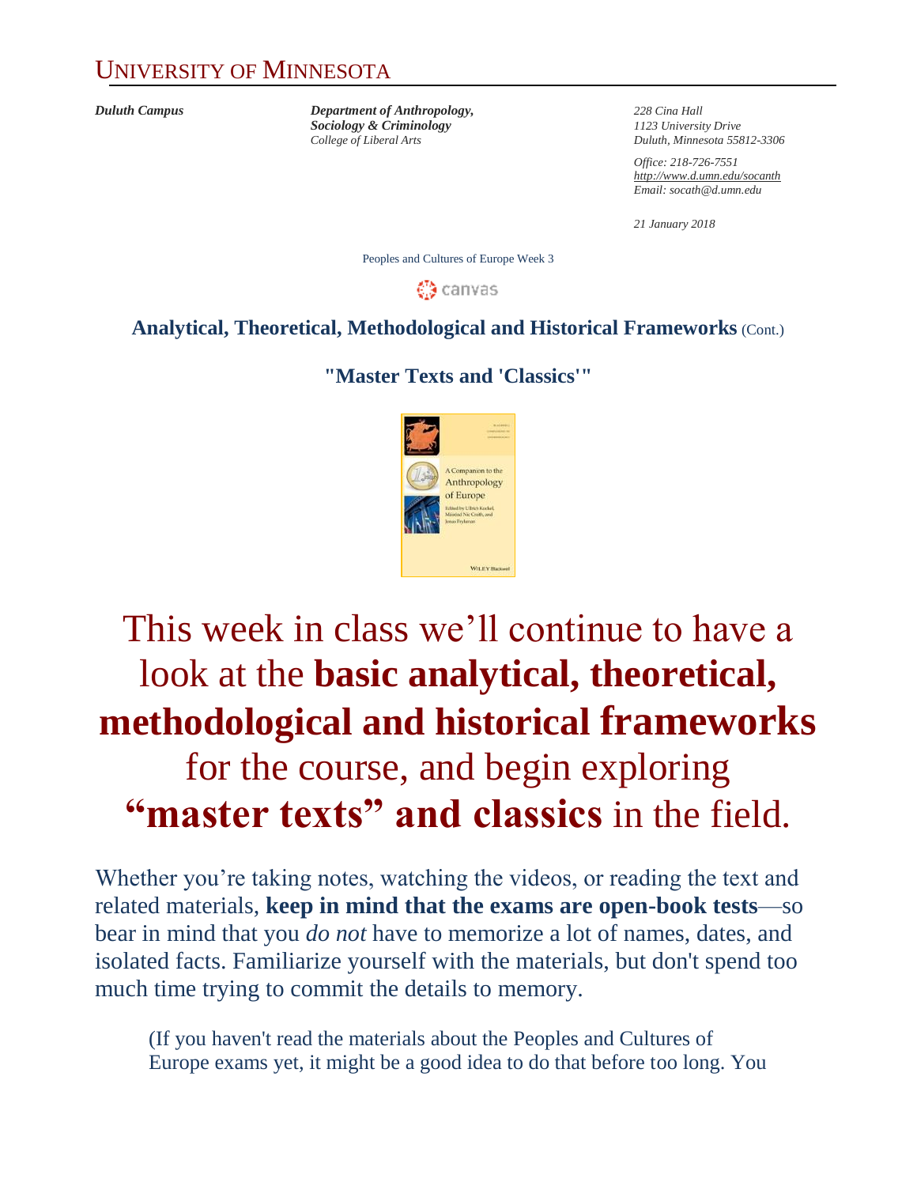# UNIVERSITY OF MINNESOTA

***Duluth Campus***

***Department of Anthropology, Sociology & Criminology***
*College of Liberal Arts*

*228 Cina Hall*
*1123 University Drive*
*Duluth, Minnesota 55812-3306*

*Office: 218-726-7551*
*http://www.d.umn.edu/socanth*
*Email: socath@d.umn.edu*

*21 January 2018*

Peoples and Cultures of Europe Week 3

canvas

## **Analytical, Theoretical, Methodological and Historical Frameworks** (Cont.)

## **"Master Texts and 'Classics'"**

A Companion to the Anthropology of Europe

Edited by Ullrich Kockel, Máiréad Nic Craith, and Jonas Frykman

WILEY Blackwell

# This week in class we'll continue to have a look at the **basic analytical, theoretical, methodological and historical frameworks** for the course, and begin exploring **"master texts" and classics** in the field.

Whether you're taking notes, watching the videos, or reading the text and related materials, **keep in mind that the exams are open-book tests**—so bear in mind that you *do not* have to memorize a lot of names, dates, and isolated facts. Familiarize yourself with the materials, but don't spend too much time trying to commit the details to memory.

(If you haven't read the materials about the Peoples and Cultures of Europe exams yet, it might be a good idea to do that before too long. You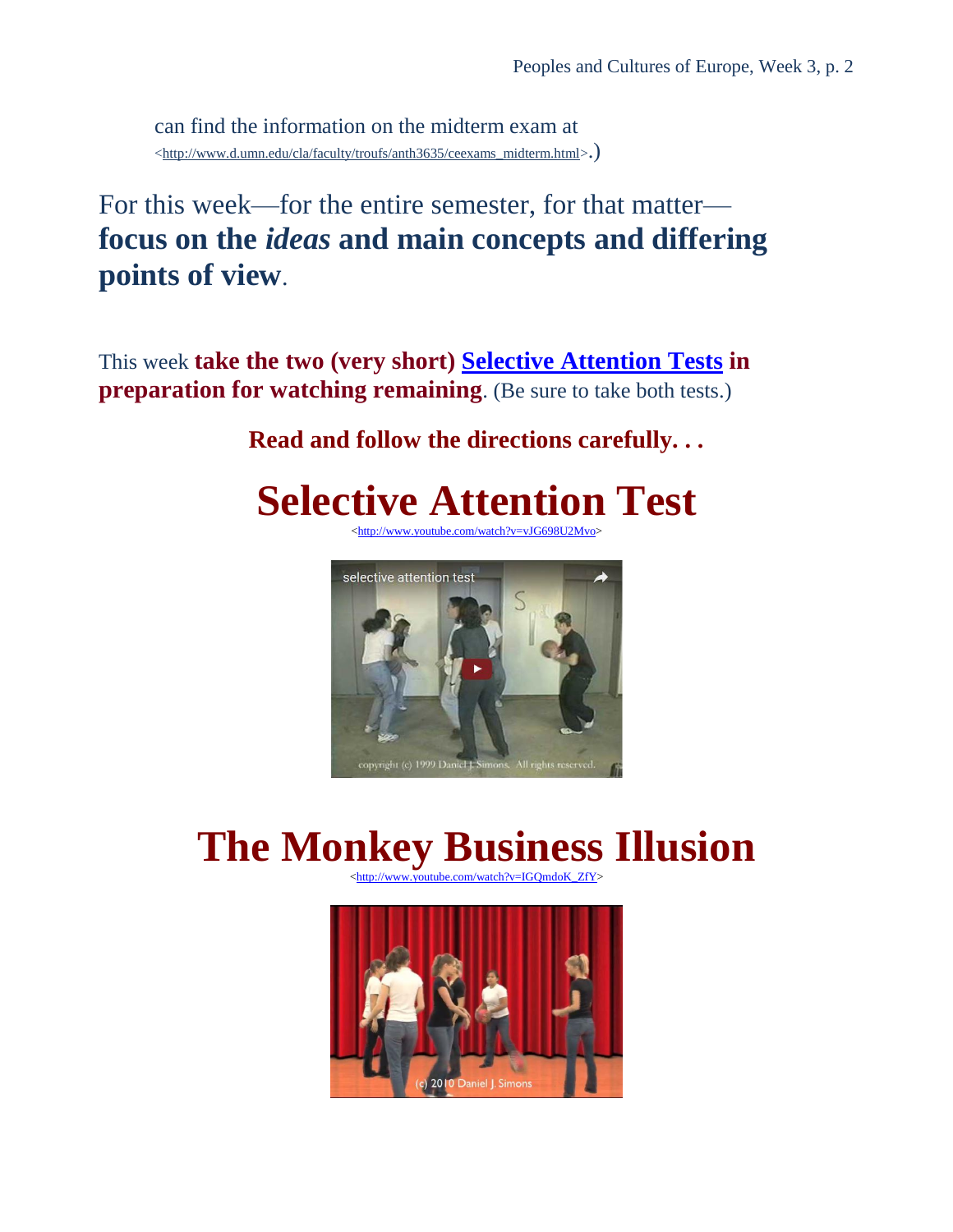can find the information on the midterm exam at <http://www.d.umn.edu/cla/faculty/troufs/anth3635/ceexams_midterm.html>.)

For this week—for the entire semester, for that matter—**focus on the *ideas* and main concepts and differing points of view**.

This week **take the two (very short) [Selective Attention Tests](#) in preparation for watching remaining**. (Be sure to take both tests.)

**Read and follow the directions carefully. . .**

# Selective Attention Test

<http://www.youtube.com/watch?v=vJG698U2Mvo>

# The Monkey Business Illusion

<http://www.youtube.com/watch?v=IGQmdoK_ZfY>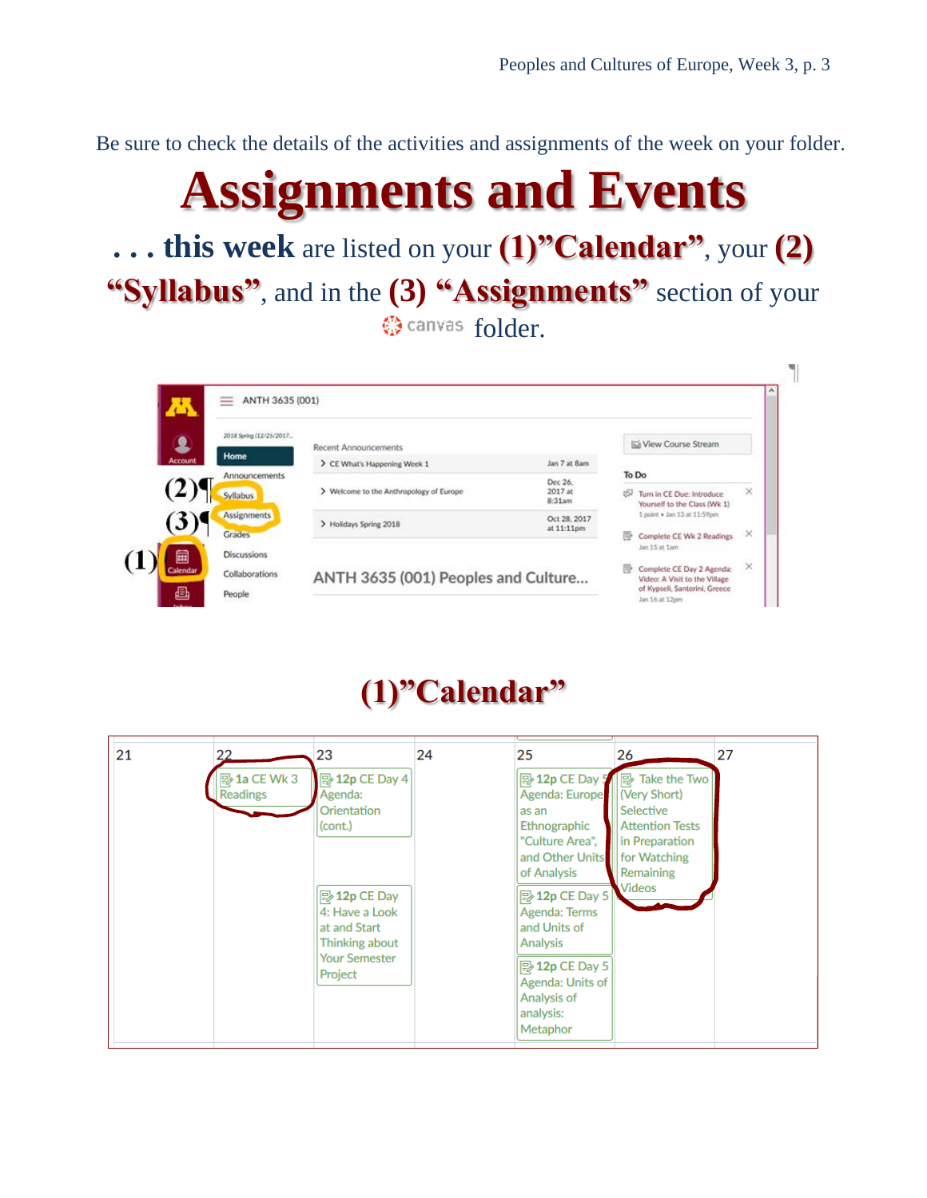Be sure to check the details of the activities and assignments of the week on your folder.

# Assignments and Events

**. . . this week** are listed on your **(1)"Calendar"**, your **(2) "Syllabus"**, and in the **(3) "Assignments"** section of your canvas folder.

ANTH 3635 (001)

2018 Spring (12/25/2017...

Home
Announcements
(2) Syllabus
(3) Assignments
Grades
(1) Calendar
Discussions
Collaborations
People

Recent Announcements

- CE What's Happening Week 1 — Jan 7 at 8am
- Welcome to the Anthropology of Europe — Dec 26, 2017 at 8:31am
- Holidays Spring 2018 — Oct 28, 2017 at 11:11pm

ANTH 3635 (001) Peoples and Culture...

View Course Stream

To Do

- Turn in CE Due: Introduce Yourself to the Class (Wk 1) — 1 point • Jan 13 at 11:59pm
- Complete CE Wk 2 Readings — Jan 15 at 1am
- Complete CE Day 2 Agenda: Video: A Visit to the Village of Kypseli, Santorini, Greece — Jan 16 at 12pm

## (1)"Calendar"

| 21 | 22 | 23 | 24 | 25 | 26 | 27 |
|---|---|---|---|---|---|---|
| | 1a CE Wk 3 Readings | 12p CE Day 4 Agenda: Orientation (cont.) | | 12p CE Day 5 Agenda: Europe as an Ethnographic "Culture Area", and Other Units of Analysis | Take the Two (Very Short) Selective Attention Tests in Preparation for Watching Remaining Videos | |
| | | 12p CE Day 4: Have a Look at and Start Thinking about Your Semester Project | | 12p CE Day 5 Agenda: Terms and Units of Analysis | | |
| | | | | 12p CE Day 5 Agenda: Units of Analysis analysis: Metaphor | | |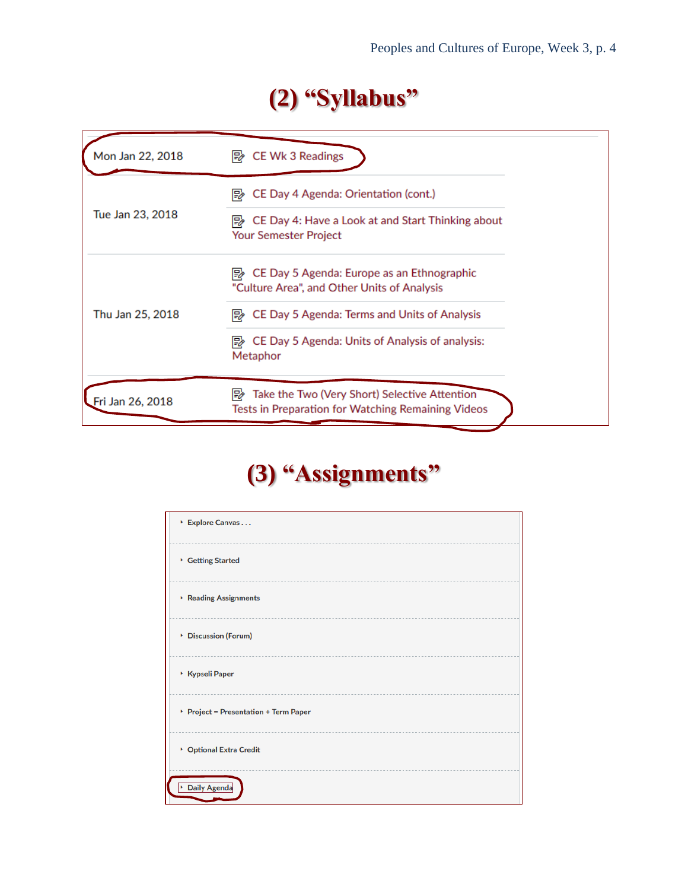# (2) “Syllabus”

| | |
|---|---|
| Mon Jan 22, 2018 | CE Wk 3 Readings |
| Tue Jan 23, 2018 | CE Day 4 Agenda: Orientation (cont.) |
| | CE Day 4: Have a Look at and Start Thinking about Your Semester Project |
| Thu Jan 25, 2018 | CE Day 5 Agenda: Europe as an Ethnographic "Culture Area", and Other Units of Analysis |
| | CE Day 5 Agenda: Terms and Units of Analysis |
| | CE Day 5 Agenda: Units of Analysis of analysis: Metaphor |
| Fri Jan 26, 2018 | Take the Two (Very Short) Selective Attention Tests in Preparation for Watching Remaining Videos |

# (3) “Assignments”

- Explore Canvas . . .
- Getting Started
- Reading Assignments
- Discussion (Forum)
- Kypseli Paper
- Project = Presentation + Term Paper
- Optional Extra Credit
- Daily Agenda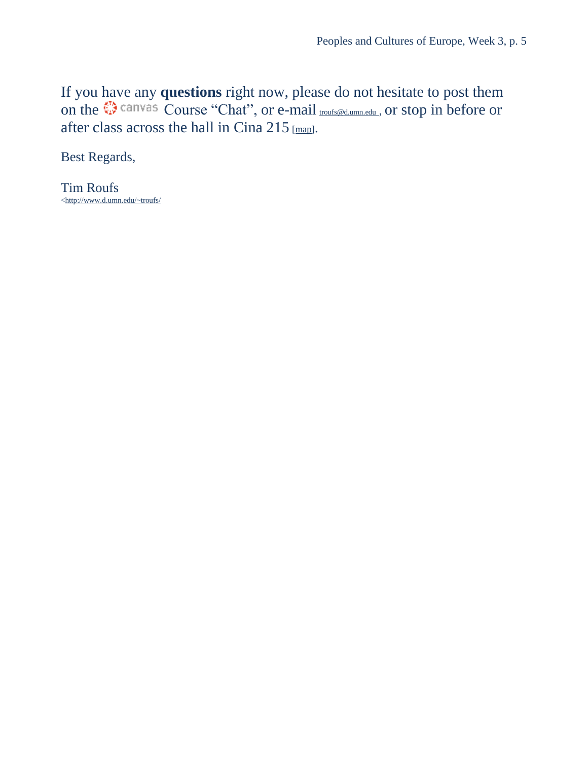If you have any **questions** right now, please do not hesitate to post them on the canvas Course "Chat", or e-mail troufs@d.umn.edu , or stop in before or after class across the hall in Cina 215 [map].

Best Regards,

Tim Roufs
<http://www.d.umn.edu/~troufs/